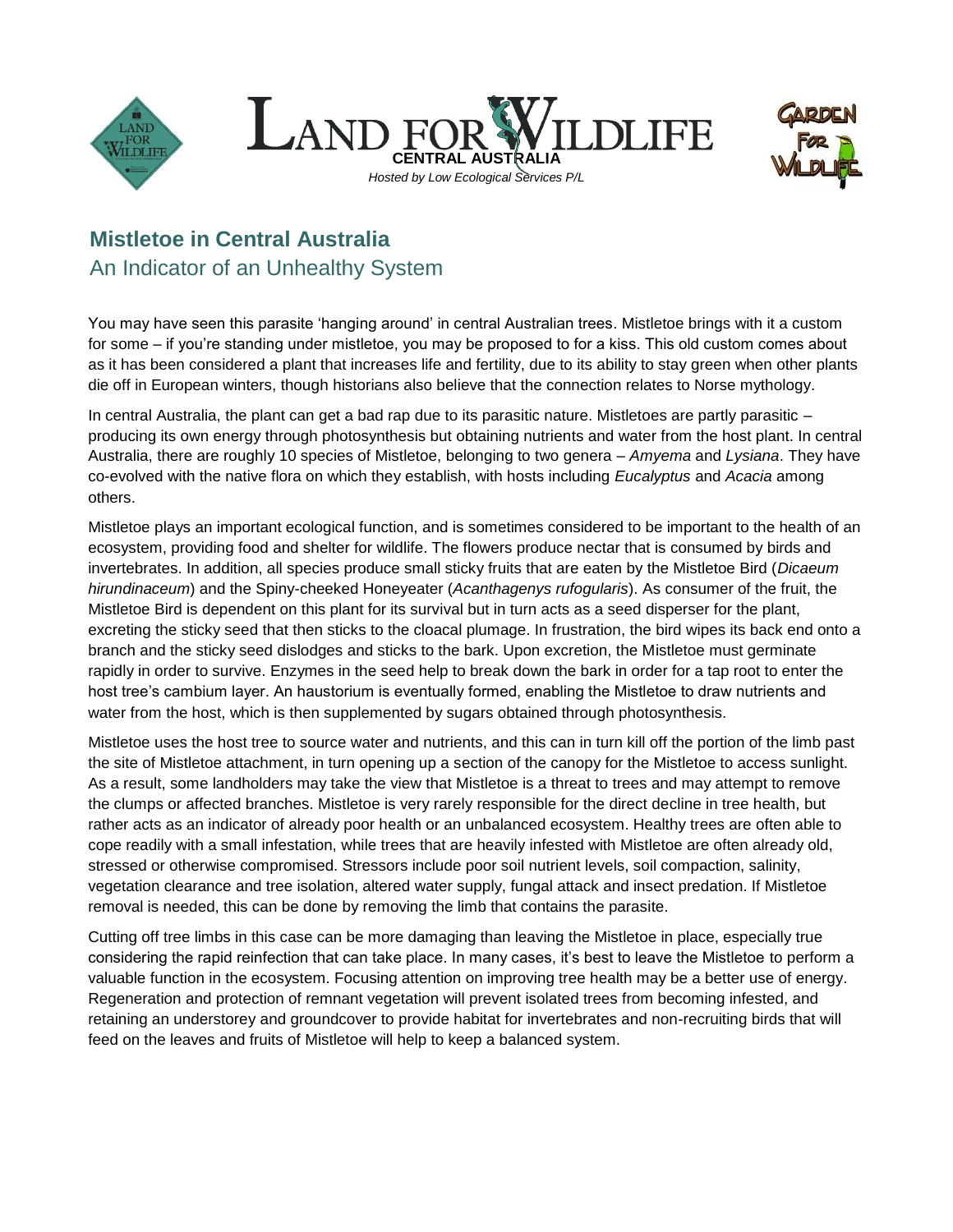# Land for Wildlife

**CENTRAL AUSTRALIA**

*Hosted by Low Ecological Services P/L*

## Mistletoe in Central Australia

### An Indicator of an Unhealthy System

You may have seen this parasite 'hanging around' in central Australian trees. Mistletoe brings with it a custom for some – if you're standing under mistletoe, you may be proposed to for a kiss. This old custom comes about as it has been considered a plant that increases life and fertility, due to its ability to stay green when other plants die off in European winters, though historians also believe that the connection relates to Norse mythology.

In central Australia, the plant can get a bad rap due to its parasitic nature. Mistletoes are partly parasitic – producing its own energy through photosynthesis but obtaining nutrients and water from the host plant. In central Australia, there are roughly 10 species of Mistletoe, belonging to two genera – *Amyema* and *Lysiana*. They have co-evolved with the native flora on which they establish, with hosts including *Eucalyptus* and *Acacia* among others.

Mistletoe plays an important ecological function, and is sometimes considered to be important to the health of an ecosystem, providing food and shelter for wildlife. The flowers produce nectar that is consumed by birds and invertebrates. In addition, all species produce small sticky fruits that are eaten by the Mistletoe Bird (*Dicaeum hirundinaceum*) and the Spiny-cheeked Honeyeater (*Acanthagenys rufogularis*). As consumer of the fruit, the Mistletoe Bird is dependent on this plant for its survival but in turn acts as a seed disperser for the plant, excreting the sticky seed that then sticks to the cloacal plumage. In frustration, the bird wipes its back end onto a branch and the sticky seed dislodges and sticks to the bark. Upon excretion, the Mistletoe must germinate rapidly in order to survive. Enzymes in the seed help to break down the bark in order for a tap root to enter the host tree's cambium layer. An haustorium is eventually formed, enabling the Mistletoe to draw nutrients and water from the host, which is then supplemented by sugars obtained through photosynthesis.

Mistletoe uses the host tree to source water and nutrients, and this can in turn kill off the portion of the limb past the site of Mistletoe attachment, in turn opening up a section of the canopy for the Mistletoe to access sunlight. As a result, some landholders may take the view that Mistletoe is a threat to trees and may attempt to remove the clumps or affected branches. Mistletoe is very rarely responsible for the direct decline in tree health, but rather acts as an indicator of already poor health or an unbalanced ecosystem. Healthy trees are often able to cope readily with a small infestation, while trees that are heavily infested with Mistletoe are often already old, stressed or otherwise compromised. Stressors include poor soil nutrient levels, soil compaction, salinity, vegetation clearance and tree isolation, altered water supply, fungal attack and insect predation. If Mistletoe removal is needed, this can be done by removing the limb that contains the parasite.

Cutting off tree limbs in this case can be more damaging than leaving the Mistletoe in place, especially true considering the rapid reinfection that can take place. In many cases, it's best to leave the Mistletoe to perform a valuable function in the ecosystem. Focusing attention on improving tree health may be a better use of energy. Regeneration and protection of remnant vegetation will prevent isolated trees from becoming infested, and retaining an understorey and groundcover to provide habitat for invertebrates and non-recruiting birds that will feed on the leaves and fruits of Mistletoe will help to keep a balanced system.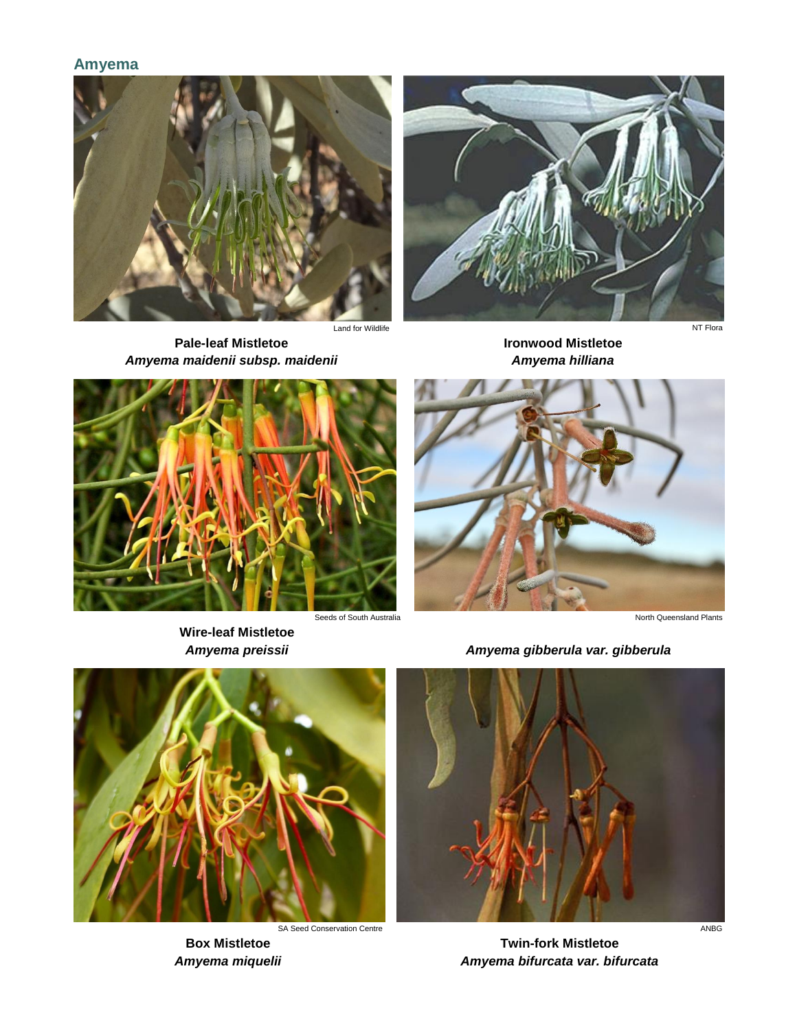## Amyema

Land for Wildlife

**Pale-leaf Mistletoe**
***Amyema maidenii subsp. maidenii***

NT Flora

**Ironwood Mistletoe**
***Amyema hilliana***

Seeds of South Australia

**Wire-leaf Mistletoe**
***Amyema preissii***

North Queensland Plants

***Amyema gibberula var. gibberula***

SA Seed Conservation Centre

**Box Mistletoe**
***Amyema miquelii***

ANBG

**Twin-fork Mistletoe**
***Amyema bifurcata var. bifurcata***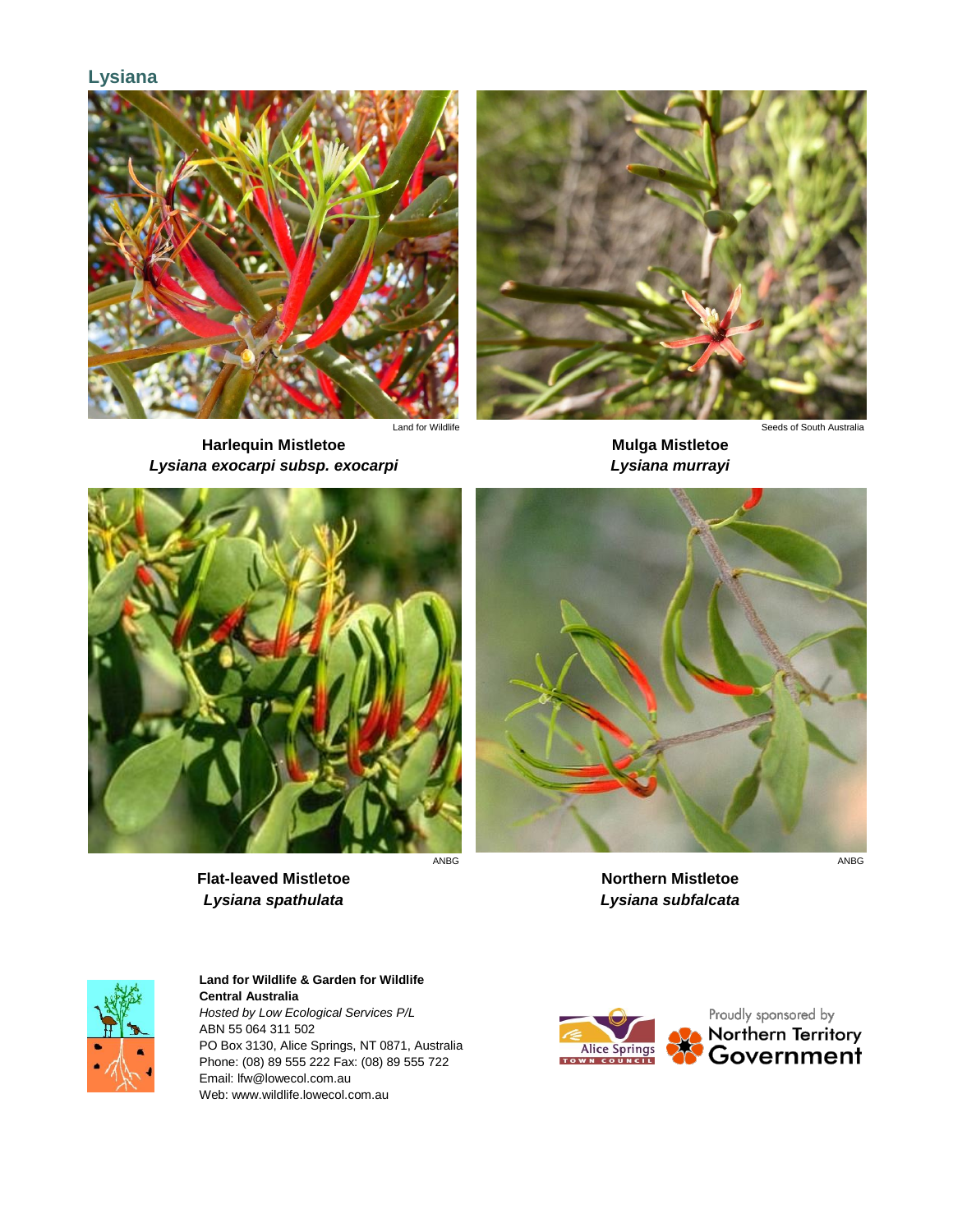## Lysiana

Land for Wildlife

**Harlequin Mistletoe**
***Lysiana exocarpi subsp. exocarpi***

Seeds of South Australia

**Mulga Mistletoe**
***Lysiana murrayi***

ANBG

**Flat-leaved Mistletoe**
***Lysiana spathulata***

ANBG

**Northern Mistletoe**
***Lysiana subfalcata***

**Land for Wildlife & Garden for Wildlife Central Australia**
*Hosted by Low Ecological Services P/L*
ABN 55 064 311 502
PO Box 3130, Alice Springs, NT 0871, Australia
Phone: (08) 89 555 222 Fax: (08) 89 555 722
Email: lfw@lowecol.com.au
Web: www.wildlife.lowecol.com.au

Alice Springs Town Council

Proudly sponsored by Northern Territory Government